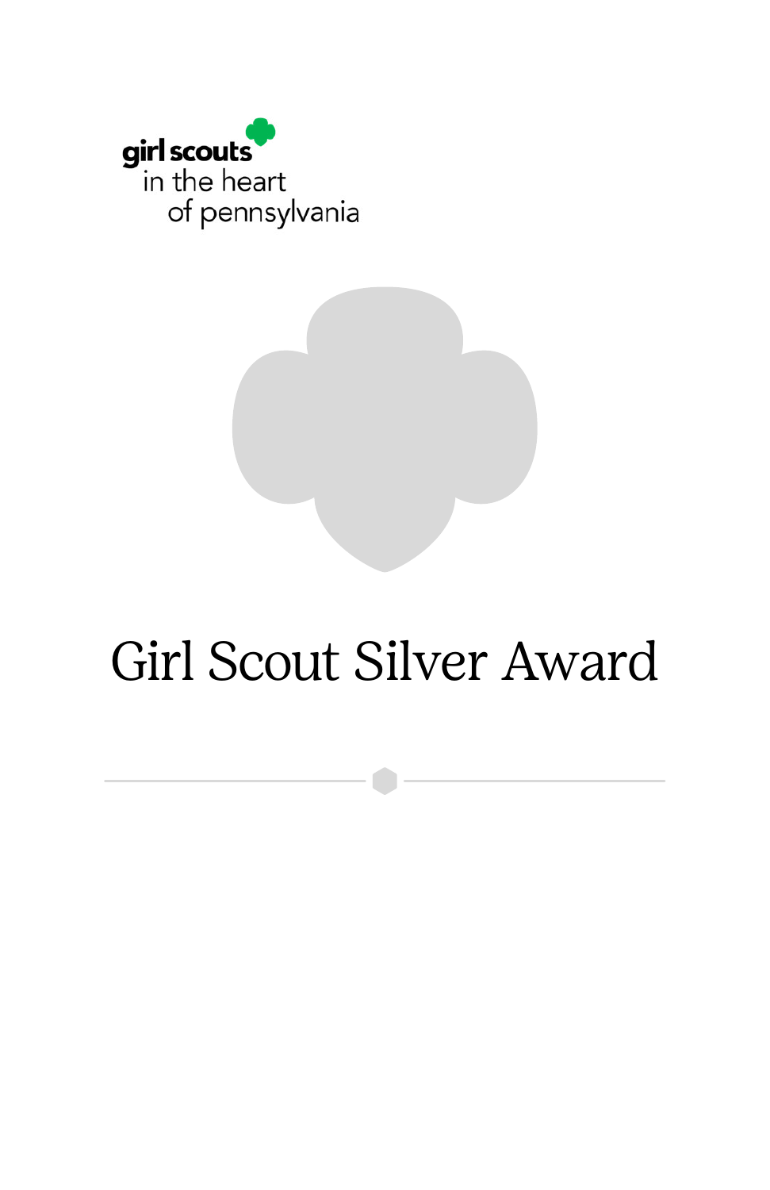girl scouts
in the heart
of pennsylvania

# Girl Scout Silver Award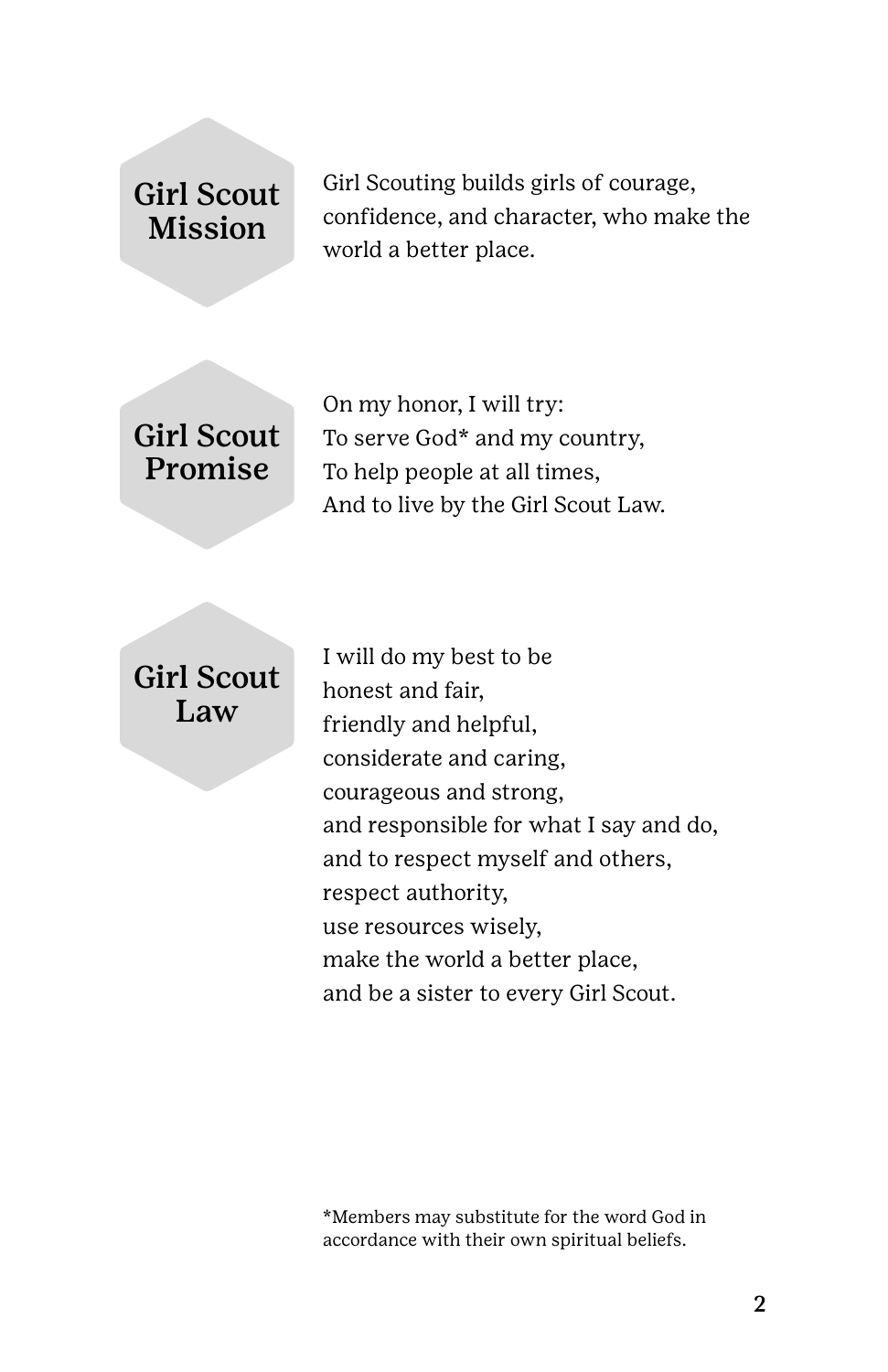## Girl Scout Mission

Girl Scouting builds girls of courage, confidence, and character, who make the world a better place.

## Girl Scout Promise

On my honor, I will try:
To serve God* and my country,
To help people at all times,
And to live by the Girl Scout Law.

## Girl Scout Law

I will do my best to be
honest and fair,
friendly and helpful,
considerate and caring,
courageous and strong,
and responsible for what I say and do,
and to respect myself and others,
respect authority,
use resources wisely,
make the world a better place,
and be a sister to every Girl Scout.

*Members may substitute for the word God in accordance with their own spiritual beliefs.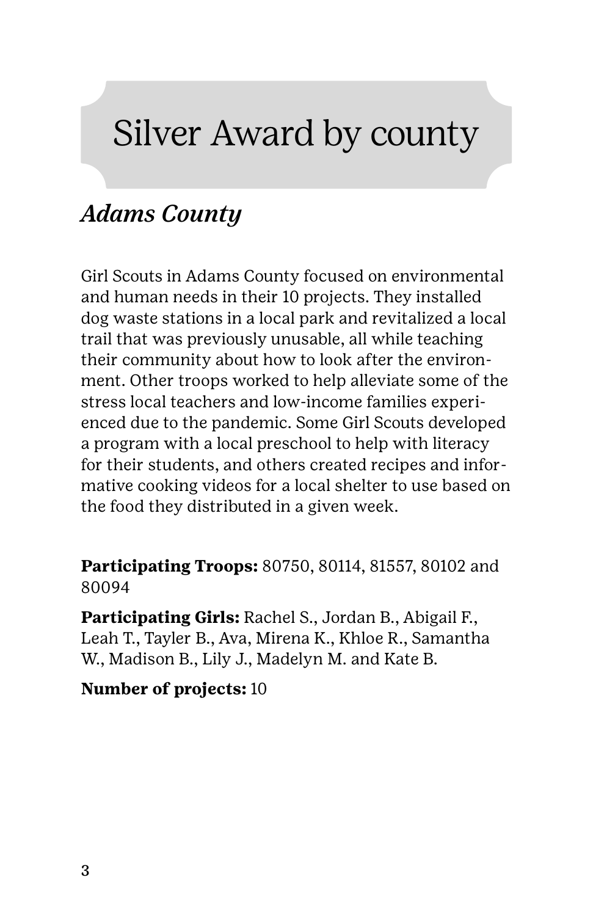# Silver Award by county

## *Adams County*

Girl Scouts in Adams County focused on environmental and human needs in their 10 projects. They installed dog waste stations in a local park and revitalized a local trail that was previously unusable, all while teaching their community about how to look after the environment. Other troops worked to help alleviate some of the stress local teachers and low-income families experienced due to the pandemic. Some Girl Scouts developed a program with a local preschool to help with literacy for their students, and others created recipes and informative cooking videos for a local shelter to use based on the food they distributed in a given week.

**Participating Troops:** 80750, 80114, 81557, 80102 and 80094

**Participating Girls:** Rachel S., Jordan B., Abigail F., Leah T., Tayler B., Ava, Mirena K., Khloe R., Samantha W., Madison B., Lily J., Madelyn M. and Kate B.

**Number of projects:** 10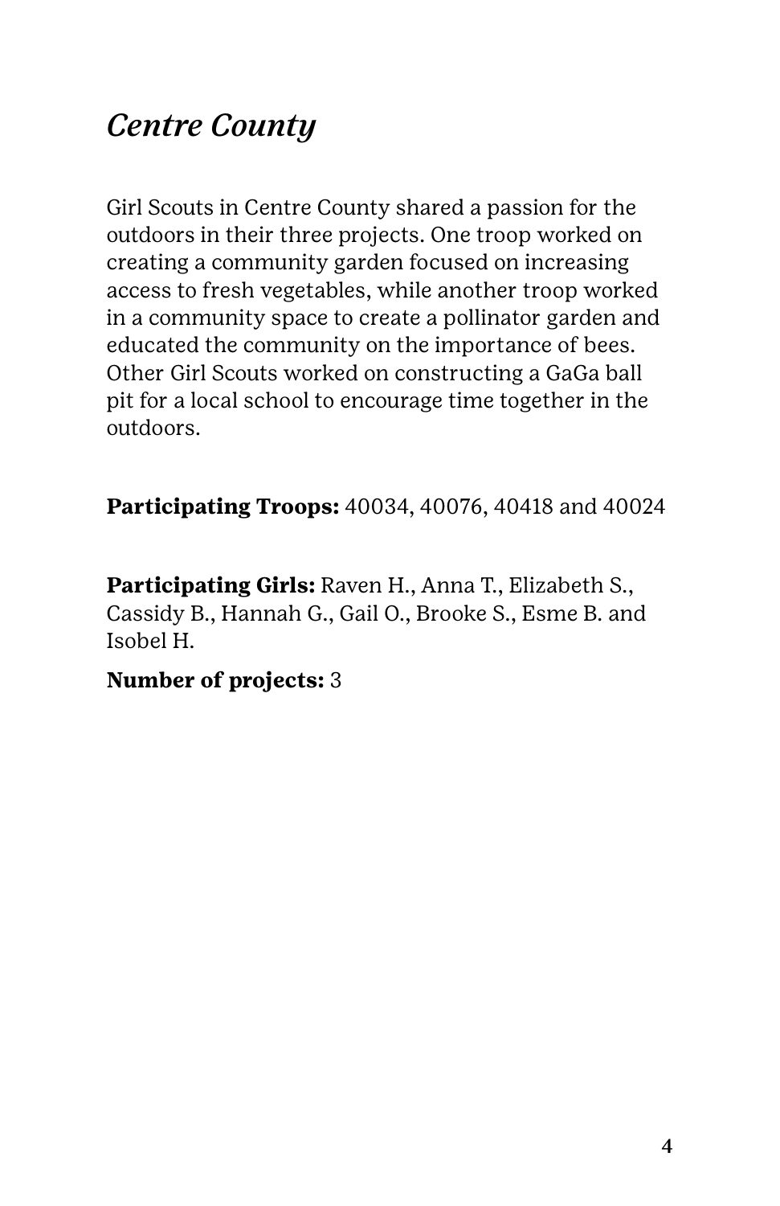## *Centre County*

Girl Scouts in Centre County shared a passion for the outdoors in their three projects. One troop worked on creating a community garden focused on increasing access to fresh vegetables, while another troop worked in a community space to create a pollinator garden and educated the community on the importance of bees. Other Girl Scouts worked on constructing a GaGa ball pit for a local school to encourage time together in the outdoors.

**Participating Troops:** 40034, 40076, 40418 and 40024

**Participating Girls:** Raven H., Anna T., Elizabeth S., Cassidy B., Hannah G., Gail O., Brooke S., Esme B. and Isobel H.

**Number of projects:** 3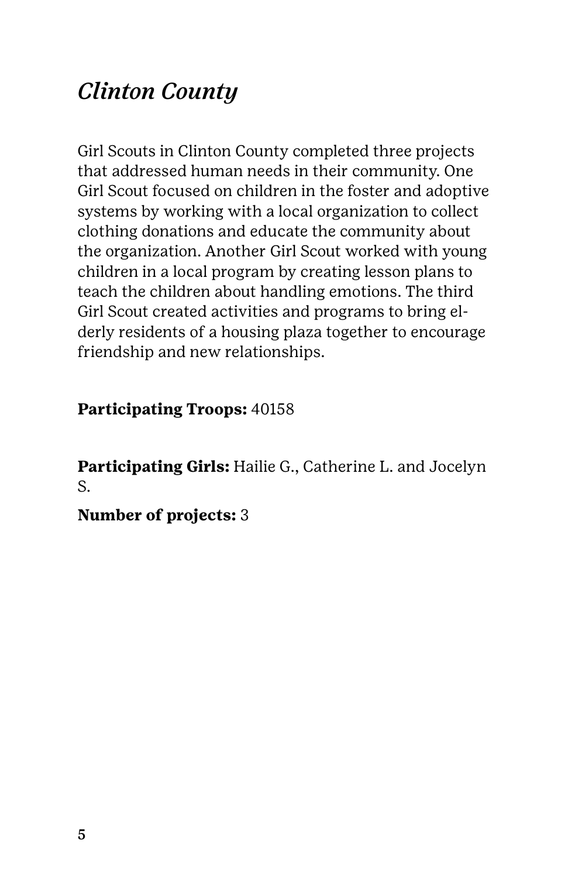## *Clinton County*

Girl Scouts in Clinton County completed three projects that addressed human needs in their community. One Girl Scout focused on children in the foster and adoptive systems by working with a local organization to collect clothing donations and educate the community about the organization. Another Girl Scout worked with young children in a local program by creating lesson plans to teach the children about handling emotions. The third Girl Scout created activities and programs to bring elderly residents of a housing plaza together to encourage friendship and new relationships.

**Participating Troops:** 40158

**Participating Girls:** Hailie G., Catherine L. and Jocelyn S.

**Number of projects:** 3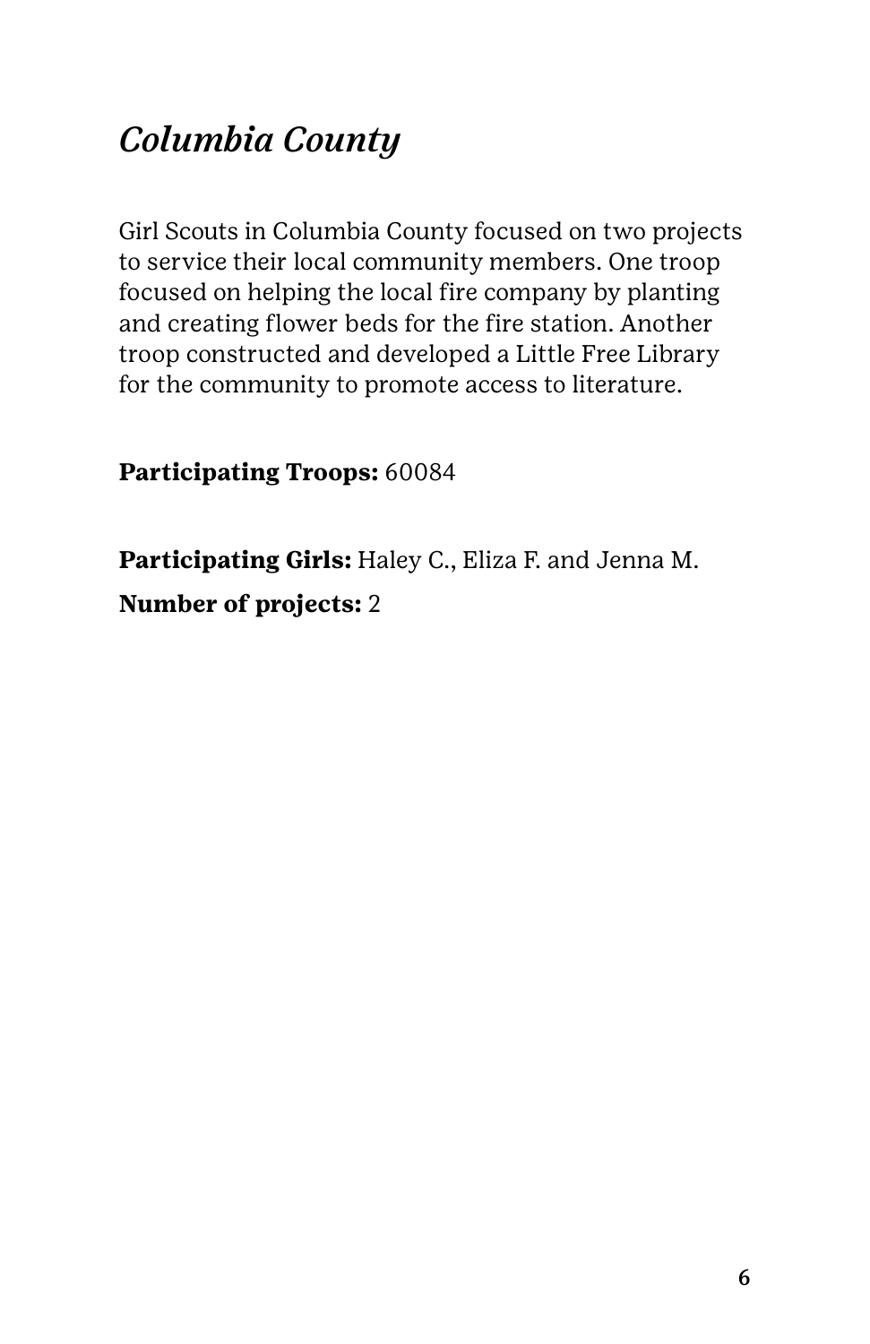# *Columbia County*

Girl Scouts in Columbia County focused on two projects to service their local community members. One troop focused on helping the local fire company by planting and creating flower beds for the fire station. Another troop constructed and developed a Little Free Library for the community to promote access to literature.

**Participating Troops:** 60084

**Participating Girls:** Haley C., Eliza F. and Jenna M.

**Number of projects:** 2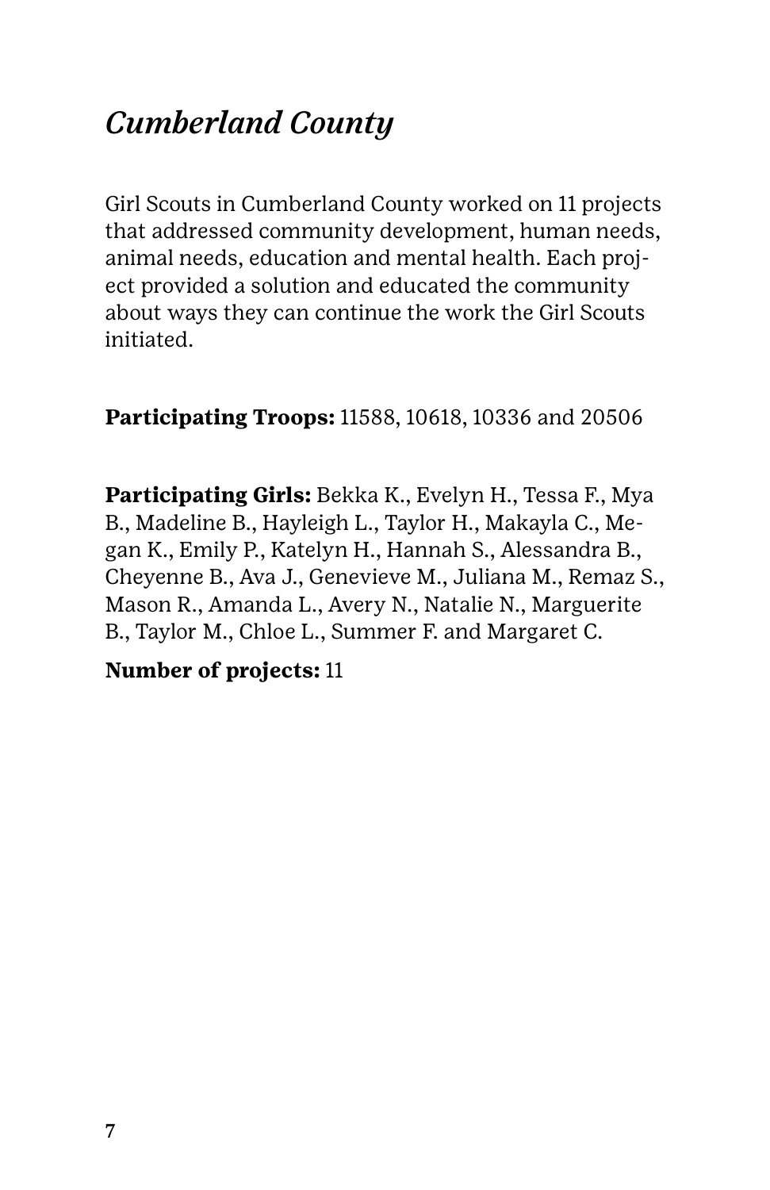## *Cumberland County*

Girl Scouts in Cumberland County worked on 11 projects that addressed community development, human needs, animal needs, education and mental health. Each project provided a solution and educated the community about ways they can continue the work the Girl Scouts initiated.

**Participating Troops:** 11588, 10618, 10336 and 20506

**Participating Girls:** Bekka K., Evelyn H., Tessa F., Mya B., Madeline B., Hayleigh L., Taylor H., Makayla C., Megan K., Emily P., Katelyn H., Hannah S., Alessandra B., Cheyenne B., Ava J., Genevieve M., Juliana M., Remaz S., Mason R., Amanda L., Avery N., Natalie N., Marguerite B., Taylor M., Chloe L., Summer F. and Margaret C.

**Number of projects:** 11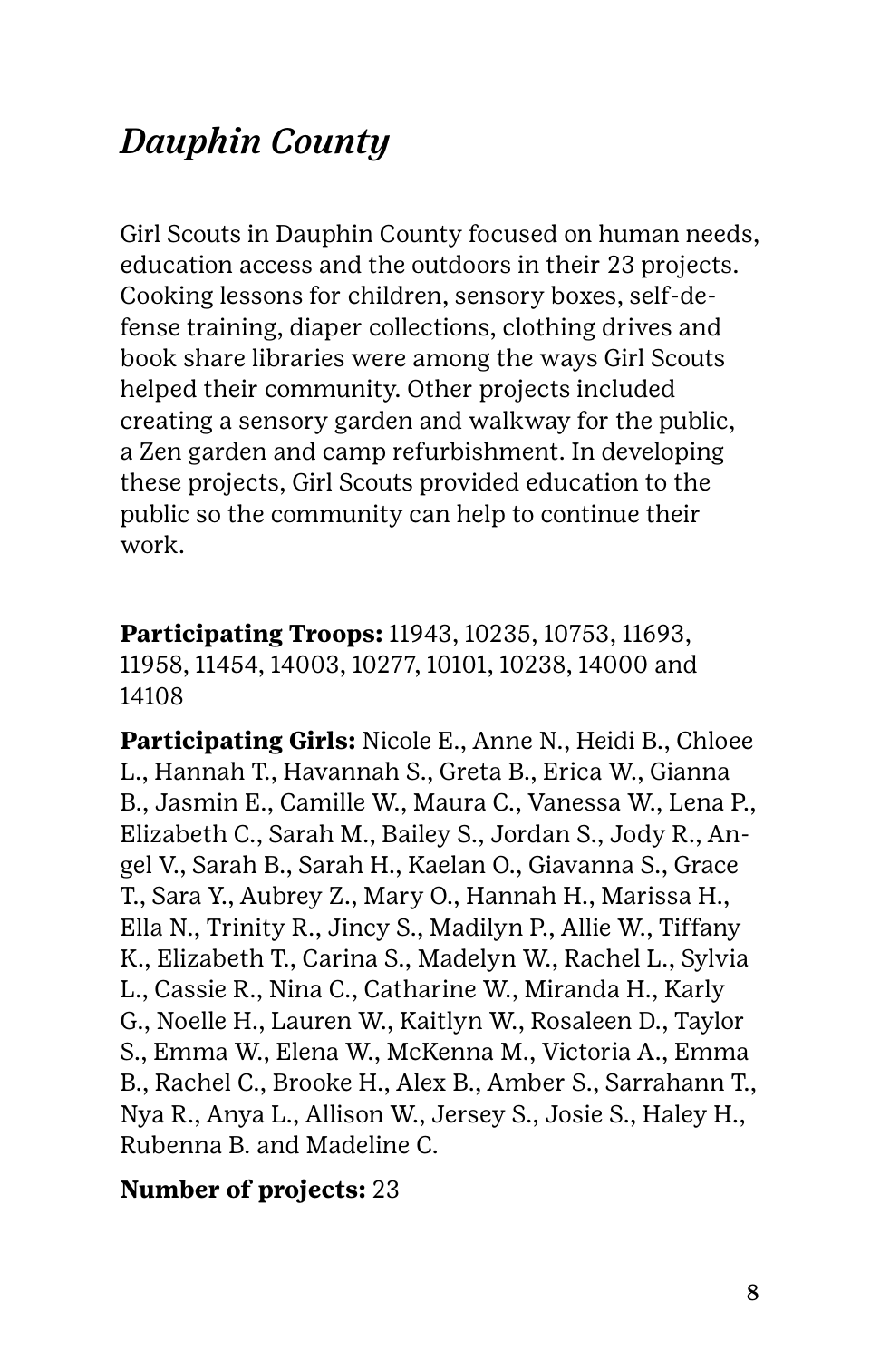# *Dauphin County*

Girl Scouts in Dauphin County focused on human needs, education access and the outdoors in their 23 projects. Cooking lessons for children, sensory boxes, self-defense training, diaper collections, clothing drives and book share libraries were among the ways Girl Scouts helped their community. Other projects included creating a sensory garden and walkway for the public, a Zen garden and camp refurbishment. In developing these projects, Girl Scouts provided education to the public so the community can help to continue their work.

**Participating Troops:** 11943, 10235, 10753, 11693, 11958, 11454, 14003, 10277, 10101, 10238, 14000 and 14108

**Participating Girls:** Nicole E., Anne N., Heidi B., Chloee L., Hannah T., Havannah S., Greta B., Erica W., Gianna B., Jasmin E., Camille W., Maura C., Vanessa W., Lena P., Elizabeth C., Sarah M., Bailey S., Jordan S., Jody R., Angel V., Sarah B., Sarah H., Kaelan O., Giavanna S., Grace T., Sara Y., Aubrey Z., Mary O., Hannah H., Marissa H., Ella N., Trinity R., Jincy S., Madilyn P., Allie W., Tiffany K., Elizabeth T., Carina S., Madelyn W., Rachel L., Sylvia L., Cassie R., Nina C., Catharine W., Miranda H., Karly G., Noelle H., Lauren W., Kaitlyn W., Rosaleen D., Taylor S., Emma W., Elena W., McKenna M., Victoria A., Emma B., Rachel C., Brooke H., Alex B., Amber S., Sarrahann T., Nya R., Anya L., Allison W., Jersey S., Josie S., Haley H., Rubenna B. and Madeline C.

**Number of projects:** 23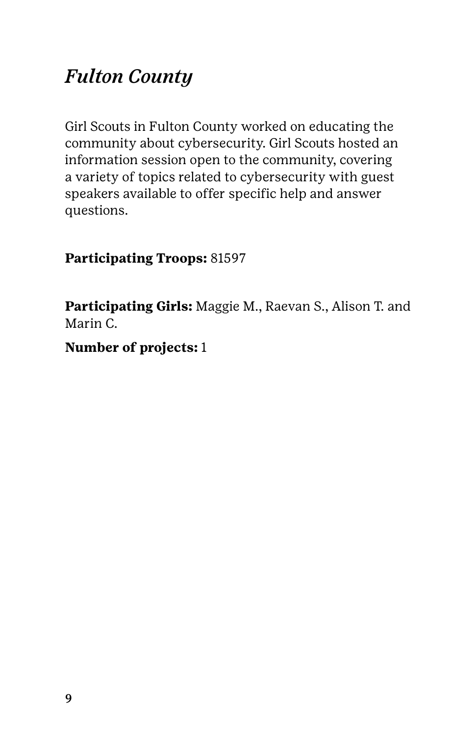## *Fulton County*

Girl Scouts in Fulton County worked on educating the community about cybersecurity. Girl Scouts hosted an information session open to the community, covering a variety of topics related to cybersecurity with guest speakers available to offer specific help and answer questions.

**Participating Troops:** 81597

**Participating Girls:** Maggie M., Raevan S., Alison T. and Marin C.

**Number of projects:** 1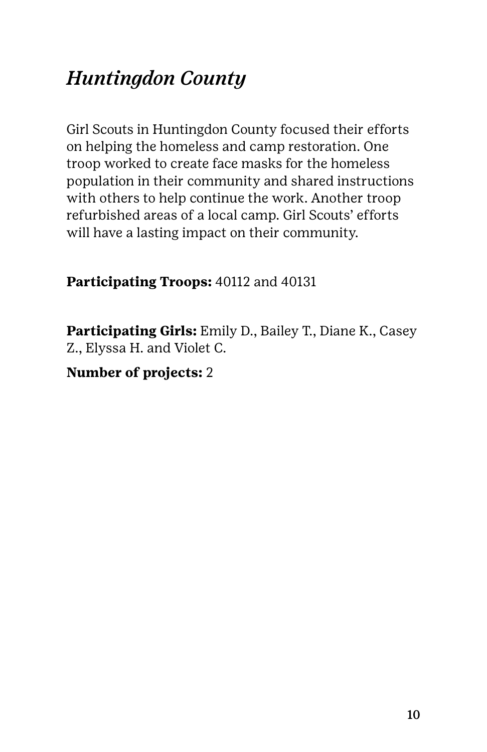## *Huntingdon County*

Girl Scouts in Huntingdon County focused their efforts on helping the homeless and camp restoration. One troop worked to create face masks for the homeless population in their community and shared instructions with others to help continue the work. Another troop refurbished areas of a local camp. Girl Scouts' efforts will have a lasting impact on their community.

**Participating Troops:** 40112 and 40131

**Participating Girls:** Emily D., Bailey T., Diane K., Casey Z., Elyssa H. and Violet C.

**Number of projects:** 2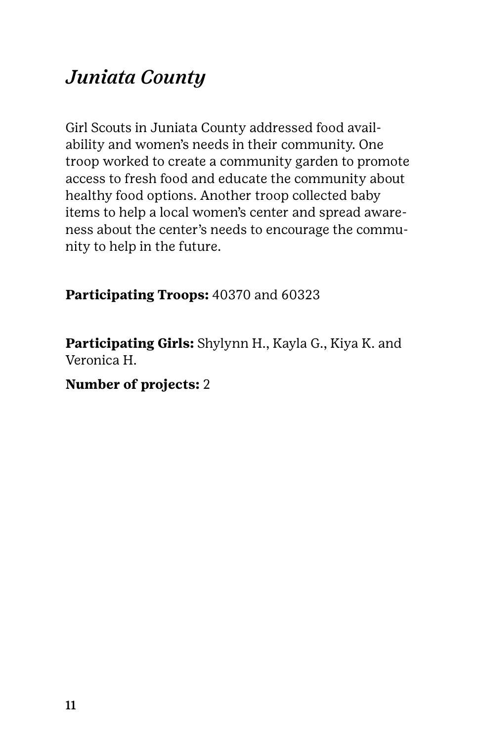## *Juniata County*

Girl Scouts in Juniata County addressed food availability and women's needs in their community. One troop worked to create a community garden to promote access to fresh food and educate the community about healthy food options. Another troop collected baby items to help a local women's center and spread awareness about the center's needs to encourage the community to help in the future.

**Participating Troops:** 40370 and 60323

**Participating Girls:** Shylynn H., Kayla G., Kiya K. and Veronica H.

**Number of projects:** 2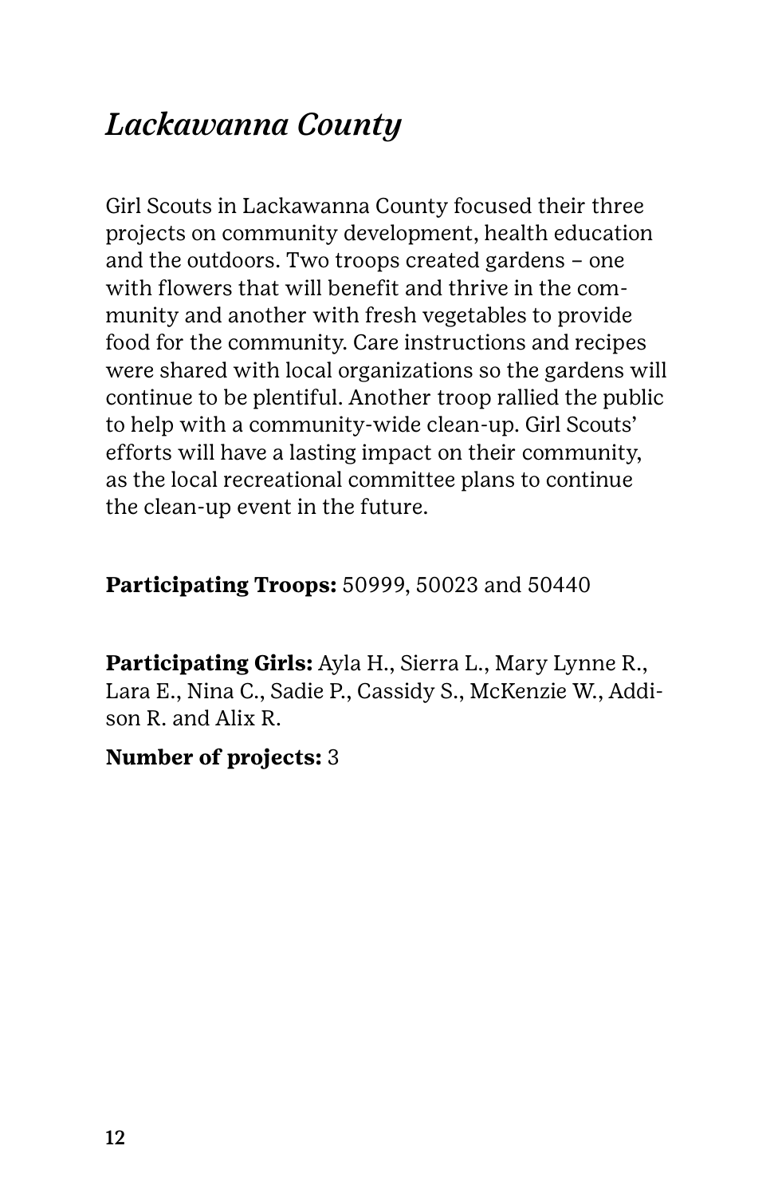## *Lackawanna County*

Girl Scouts in Lackawanna County focused their three projects on community development, health education and the outdoors. Two troops created gardens – one with flowers that will benefit and thrive in the community and another with fresh vegetables to provide food for the community. Care instructions and recipes were shared with local organizations so the gardens will continue to be plentiful. Another troop rallied the public to help with a community-wide clean-up. Girl Scouts' efforts will have a lasting impact on their community, as the local recreational committee plans to continue the clean-up event in the future.

**Participating Troops:** 50999, 50023 and 50440

**Participating Girls:** Ayla H., Sierra L., Mary Lynne R., Lara E., Nina C., Sadie P., Cassidy S., McKenzie W., Addison R. and Alix R.

**Number of projects:** 3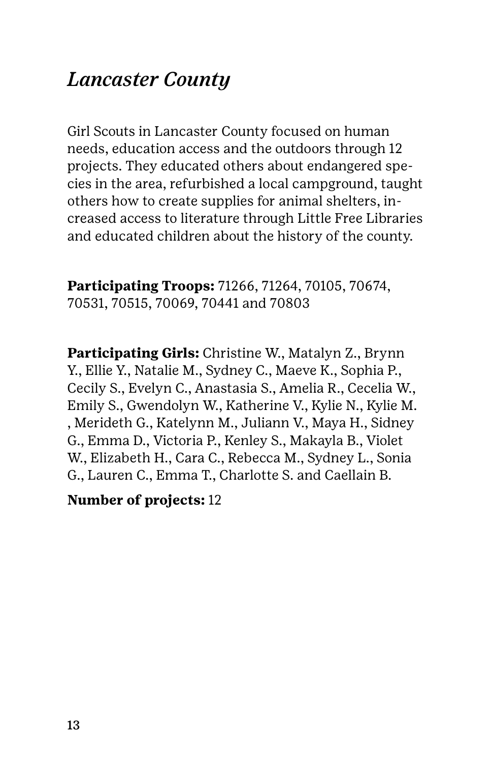# *Lancaster County*

Girl Scouts in Lancaster County focused on human needs, education access and the outdoors through 12 projects. They educated others about endangered species in the area, refurbished a local campground, taught others how to create supplies for animal shelters, increased access to literature through Little Free Libraries and educated children about the history of the county.

**Participating Troops:** 71266, 71264, 70105, 70674, 70531, 70515, 70069, 70441 and 70803

**Participating Girls:** Christine W., Matalyn Z., Brynn Y., Ellie Y., Natalie M., Sydney C., Maeve K., Sophia P., Cecily S., Evelyn C., Anastasia S., Amelia R., Cecelia W., Emily S., Gwendolyn W., Katherine V., Kylie N., Kylie M. , Merideth G., Katelynn M., Juliann V., Maya H., Sidney G., Emma D., Victoria P., Kenley S., Makayla B., Violet W., Elizabeth H., Cara C., Rebecca M., Sydney L., Sonia G., Lauren C., Emma T., Charlotte S. and Caellain B.

**Number of projects:** 12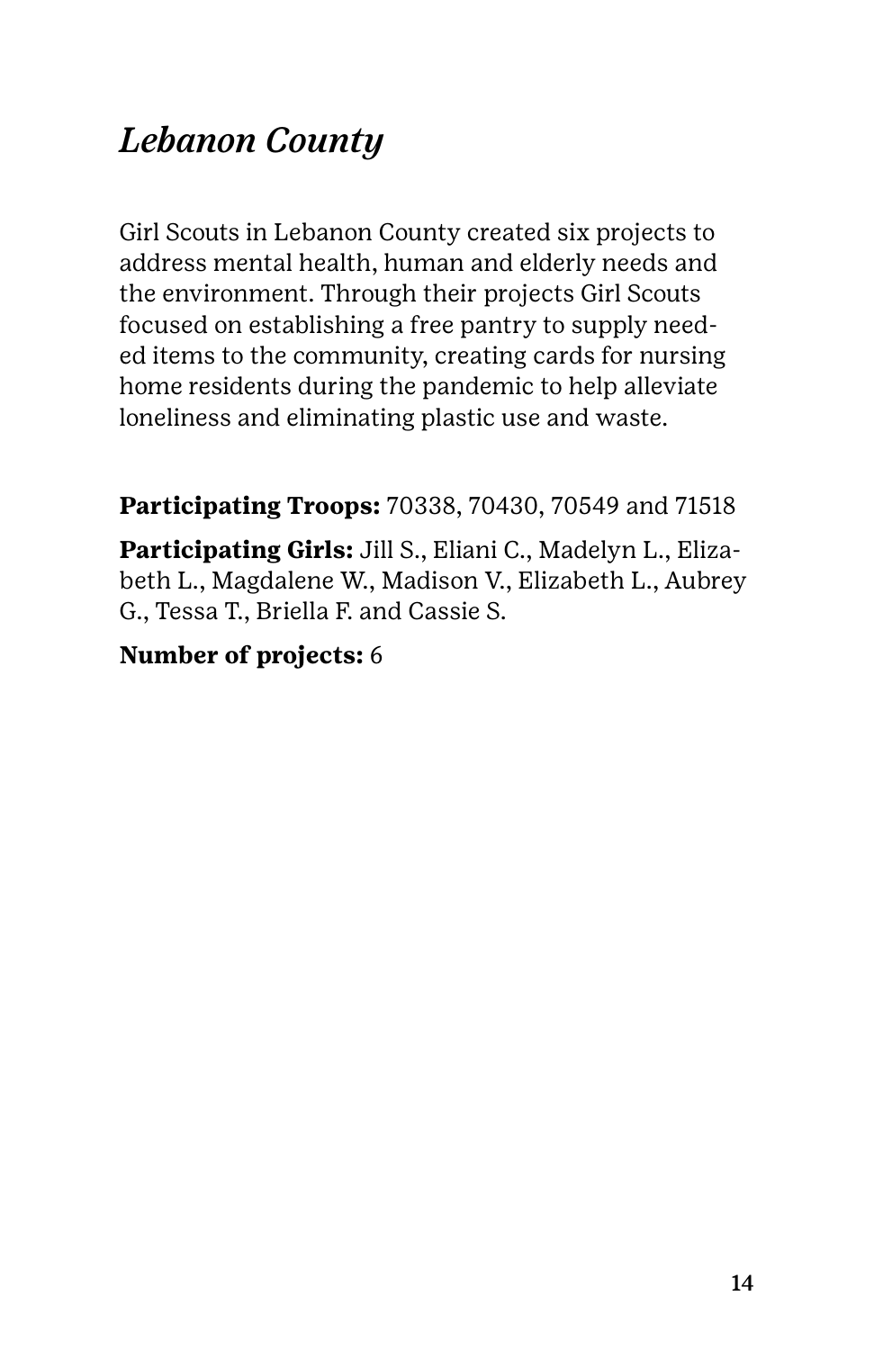## *Lebanon County*

Girl Scouts in Lebanon County created six projects to address mental health, human and elderly needs and the environment. Through their projects Girl Scouts focused on establishing a free pantry to supply needed items to the community, creating cards for nursing home residents during the pandemic to help alleviate loneliness and eliminating plastic use and waste.

**Participating Troops:** 70338, 70430, 70549 and 71518

**Participating Girls:** Jill S., Eliani C., Madelyn L., Elizabeth L., Magdalene W., Madison V., Elizabeth L., Aubrey G., Tessa T., Briella F. and Cassie S.

**Number of projects:** 6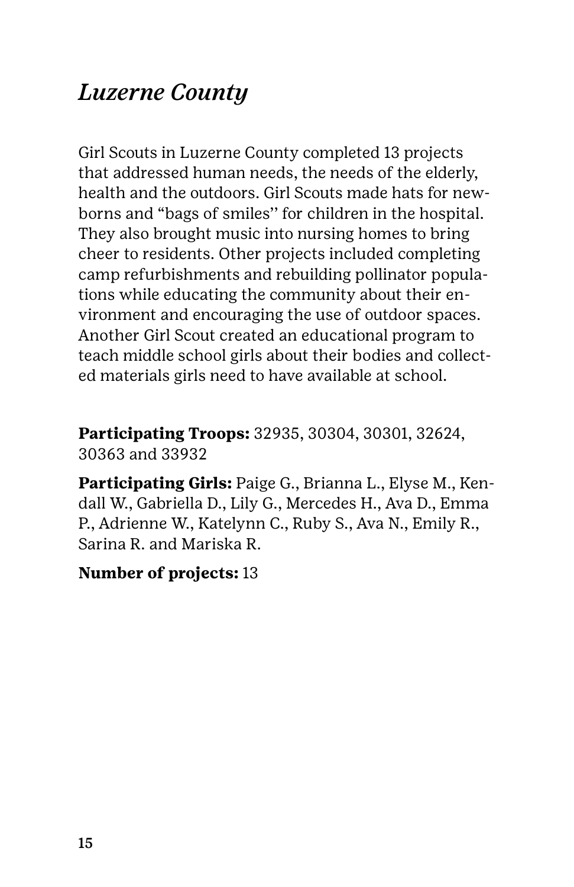## *Luzerne County*

Girl Scouts in Luzerne County completed 13 projects that addressed human needs, the needs of the elderly, health and the outdoors. Girl Scouts made hats for newborns and "bags of smiles'' for children in the hospital. They also brought music into nursing homes to bring cheer to residents. Other projects included completing camp refurbishments and rebuilding pollinator populations while educating the community about their environment and encouraging the use of outdoor spaces. Another Girl Scout created an educational program to teach middle school girls about their bodies and collected materials girls need to have available at school.

**Participating Troops:** 32935, 30304, 30301, 32624, 30363 and 33932

**Participating Girls:** Paige G., Brianna L., Elyse M., Kendall W., Gabriella D., Lily G., Mercedes H., Ava D., Emma P., Adrienne W., Katelynn C., Ruby S., Ava N., Emily R., Sarina R. and Mariska R.

**Number of projects:** 13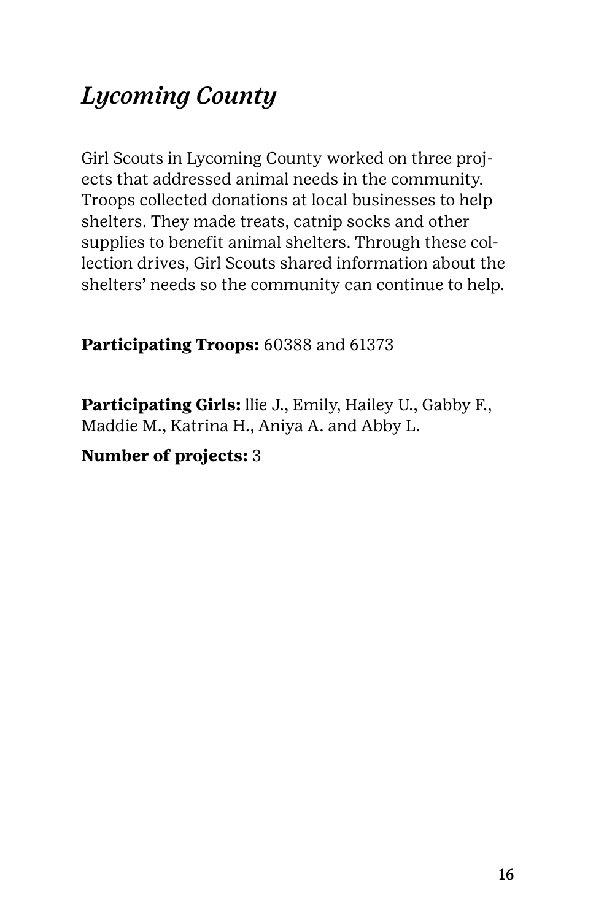## *Lycoming County*

Girl Scouts in Lycoming County worked on three projects that addressed animal needs in the community. Troops collected donations at local businesses to help shelters. They made treats, catnip socks and other supplies to benefit animal shelters. Through these collection drives, Girl Scouts shared information about the shelters' needs so the community can continue to help.

**Participating Troops:** 60388 and 61373

**Participating Girls:** llie J., Emily, Hailey U., Gabby F., Maddie M., Katrina H., Aniya A. and Abby L.

**Number of projects:** 3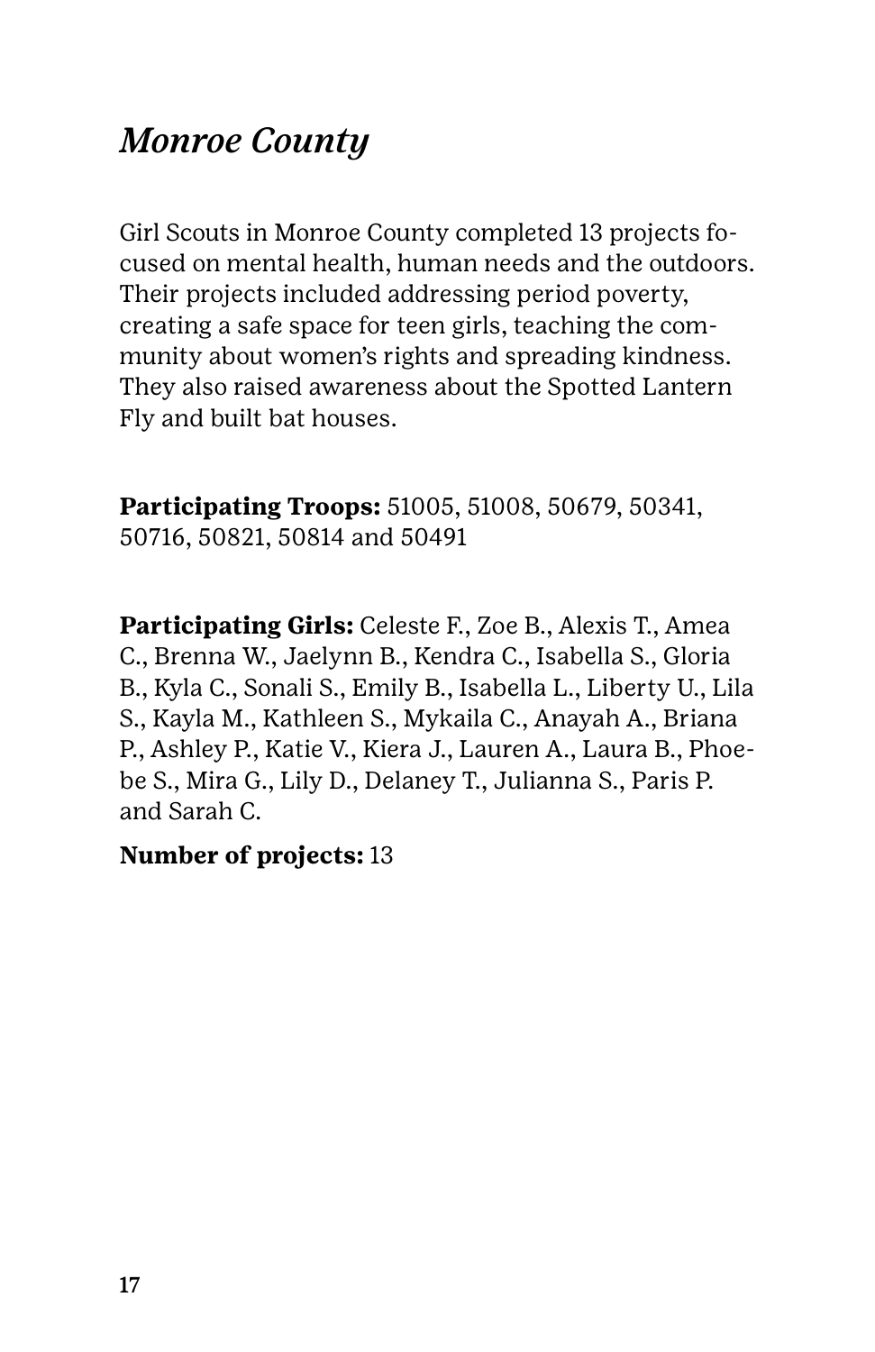## *Monroe County*

Girl Scouts in Monroe County completed 13 projects focused on mental health, human needs and the outdoors. Their projects included addressing period poverty, creating a safe space for teen girls, teaching the community about women's rights and spreading kindness. They also raised awareness about the Spotted Lantern Fly and built bat houses.

**Participating Troops:** 51005, 51008, 50679, 50341, 50716, 50821, 50814 and 50491

**Participating Girls:** Celeste F., Zoe B., Alexis T., Amea C., Brenna W., Jaelynn B., Kendra C., Isabella S., Gloria B., Kyla C., Sonali S., Emily B., Isabella L., Liberty U., Lila S., Kayla M., Kathleen S., Mykaila C., Anayah A., Briana P., Ashley P., Katie V., Kiera J., Lauren A., Laura B., Phoebe S., Mira G., Lily D., Delaney T., Julianna S., Paris P. and Sarah C.

**Number of projects:** 13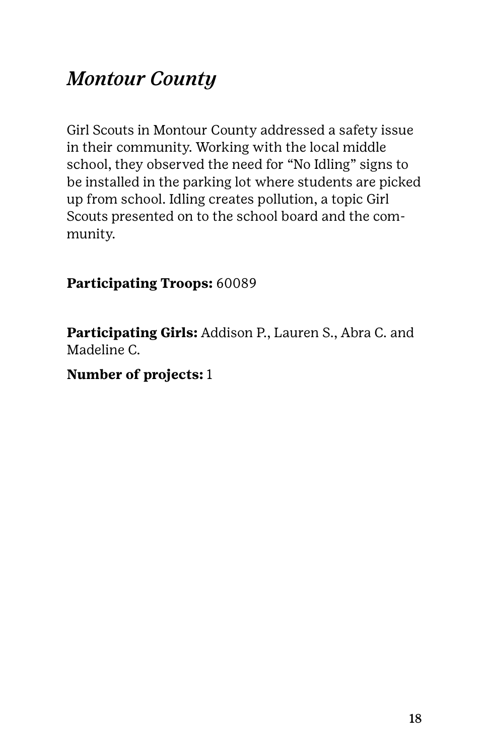## *Montour County*

Girl Scouts in Montour County addressed a safety issue in their community. Working with the local middle school, they observed the need for "No Idling" signs to be installed in the parking lot where students are picked up from school. Idling creates pollution, a topic Girl Scouts presented on to the school board and the community.

**Participating Troops:** 60089

**Participating Girls:** Addison P., Lauren S., Abra C. and Madeline C.

**Number of projects:** 1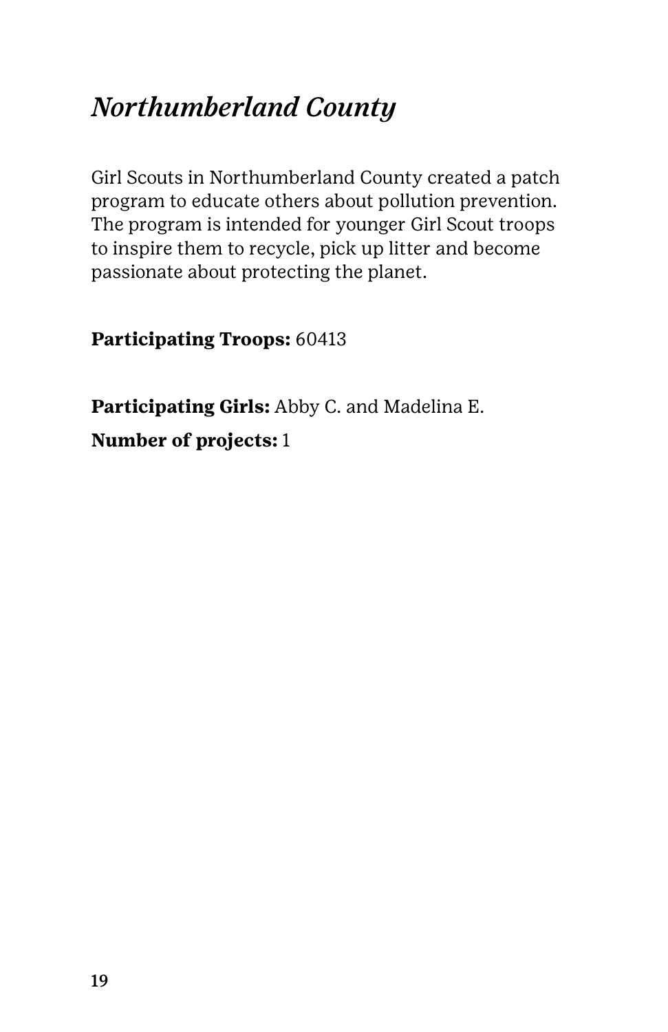## *Northumberland County*

Girl Scouts in Northumberland County created a patch program to educate others about pollution prevention. The program is intended for younger Girl Scout troops to inspire them to recycle, pick up litter and become passionate about protecting the planet.

**Participating Troops:** 60413

**Participating Girls:** Abby C. and Madelina E.

**Number of projects:** 1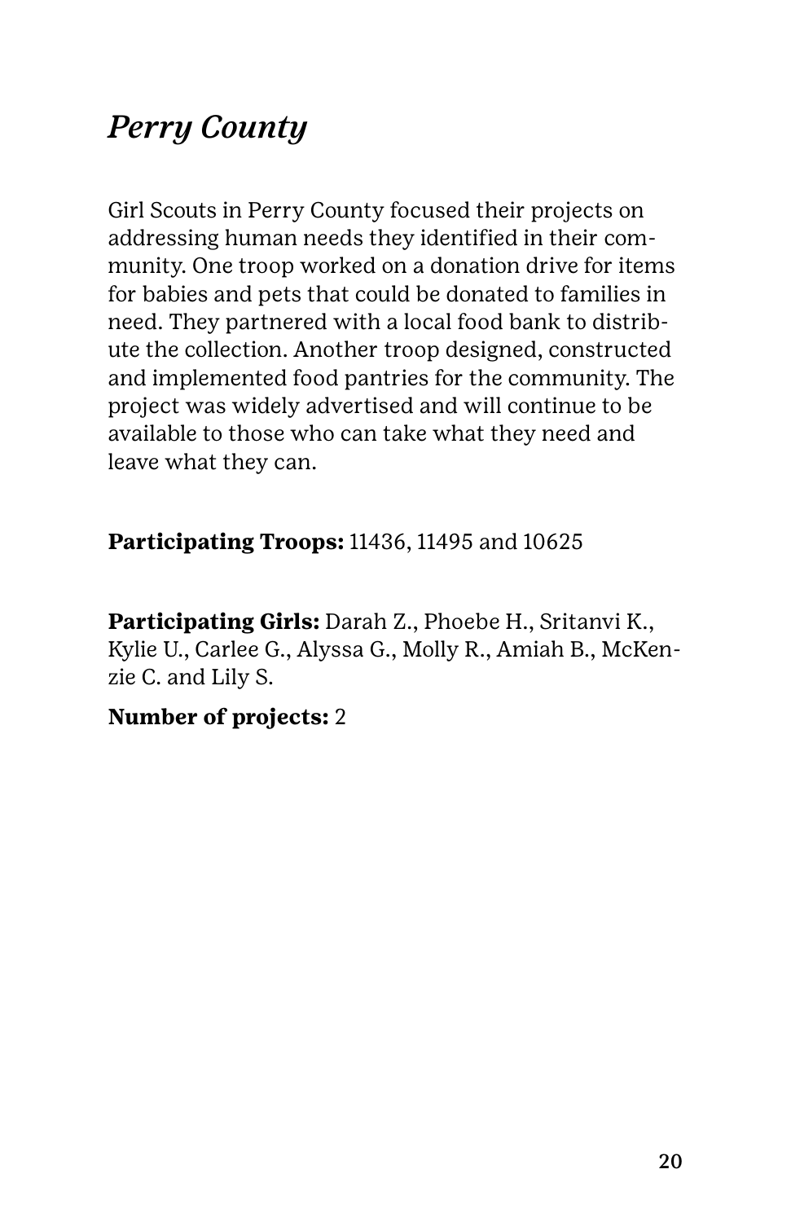## *Perry County*

Girl Scouts in Perry County focused their projects on addressing human needs they identified in their community. One troop worked on a donation drive for items for babies and pets that could be donated to families in need. They partnered with a local food bank to distribute the collection. Another troop designed, constructed and implemented food pantries for the community. The project was widely advertised and will continue to be available to those who can take what they need and leave what they can.

**Participating Troops:** 11436, 11495 and 10625

**Participating Girls:** Darah Z., Phoebe H., Sritanvi K., Kylie U., Carlee G., Alyssa G., Molly R., Amiah B., McKenzie C. and Lily S.

**Number of projects:** 2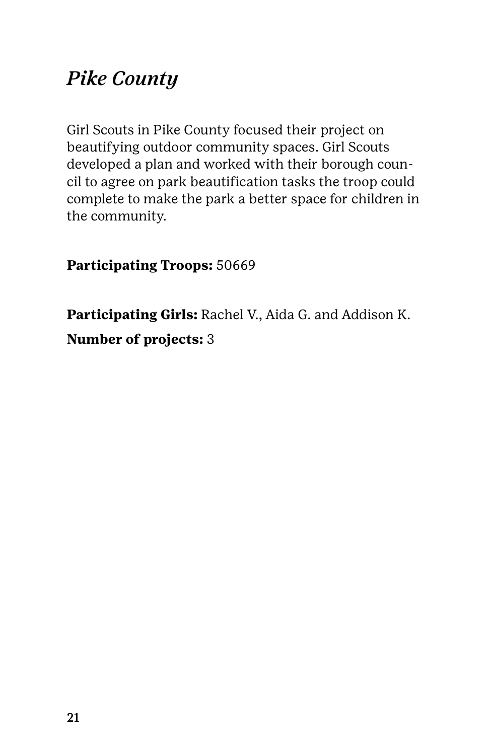## *Pike County*

Girl Scouts in Pike County focused their project on beautifying outdoor community spaces. Girl Scouts developed a plan and worked with their borough council to agree on park beautification tasks the troop could complete to make the park a better space for children in the community.

**Participating Troops:** 50669

**Participating Girls:** Rachel V., Aida G. and Addison K.

**Number of projects:** 3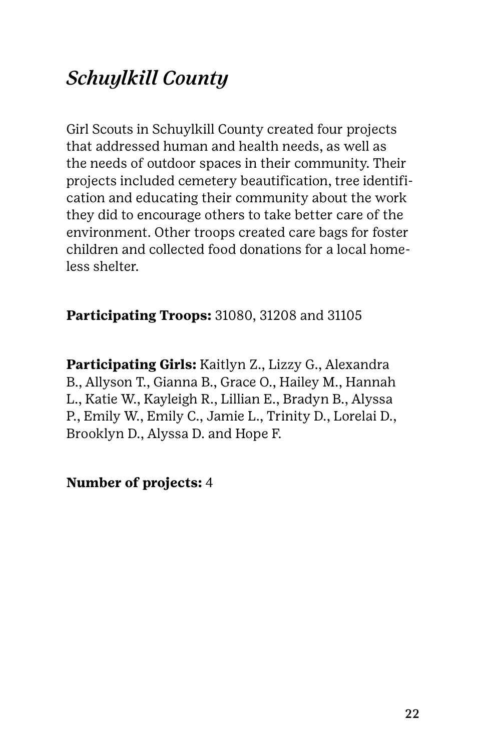## *Schuylkill County*

Girl Scouts in Schuylkill County created four projects that addressed human and health needs, as well as the needs of outdoor spaces in their community. Their projects included cemetery beautification, tree identification and educating their community about the work they did to encourage others to take better care of the environment. Other troops created care bags for foster children and collected food donations for a local homeless shelter.

**Participating Troops:** 31080, 31208 and 31105

**Participating Girls:** Kaitlyn Z., Lizzy G., Alexandra B., Allyson T., Gianna B., Grace O., Hailey M., Hannah L., Katie W., Kayleigh R., Lillian E., Bradyn B., Alyssa P., Emily W., Emily C., Jamie L., Trinity D., Lorelai D., Brooklyn D., Alyssa D. and Hope F.

**Number of projects:** 4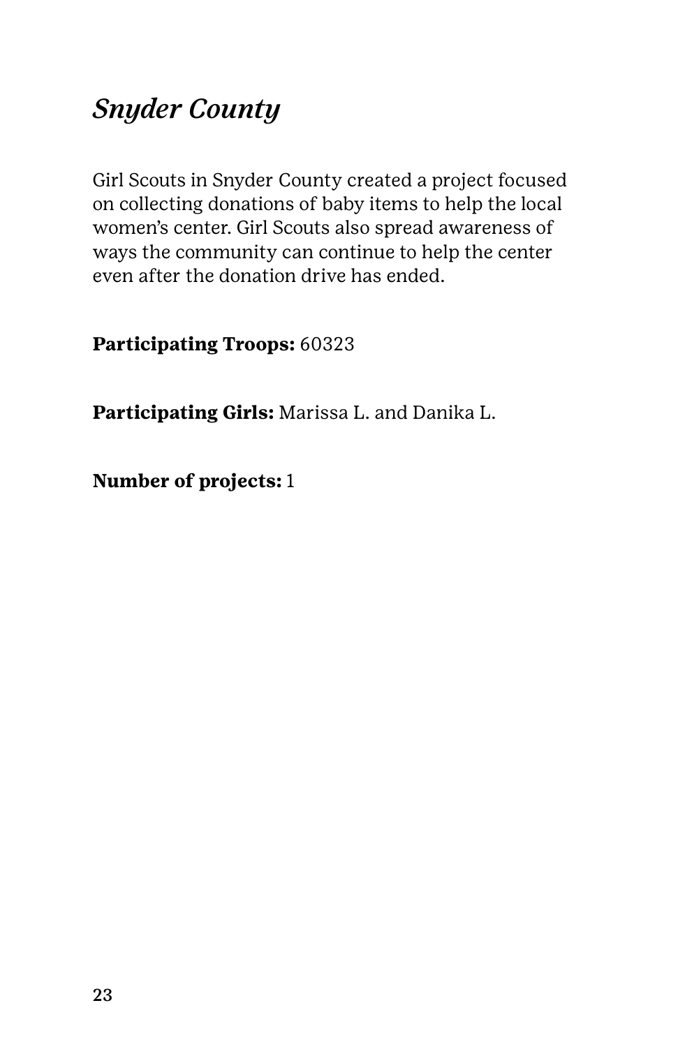## *Snyder County*

Girl Scouts in Snyder County created a project focused on collecting donations of baby items to help the local women's center. Girl Scouts also spread awareness of ways the community can continue to help the center even after the donation drive has ended.

**Participating Troops:** 60323

**Participating Girls:** Marissa L. and Danika L.

**Number of projects:** 1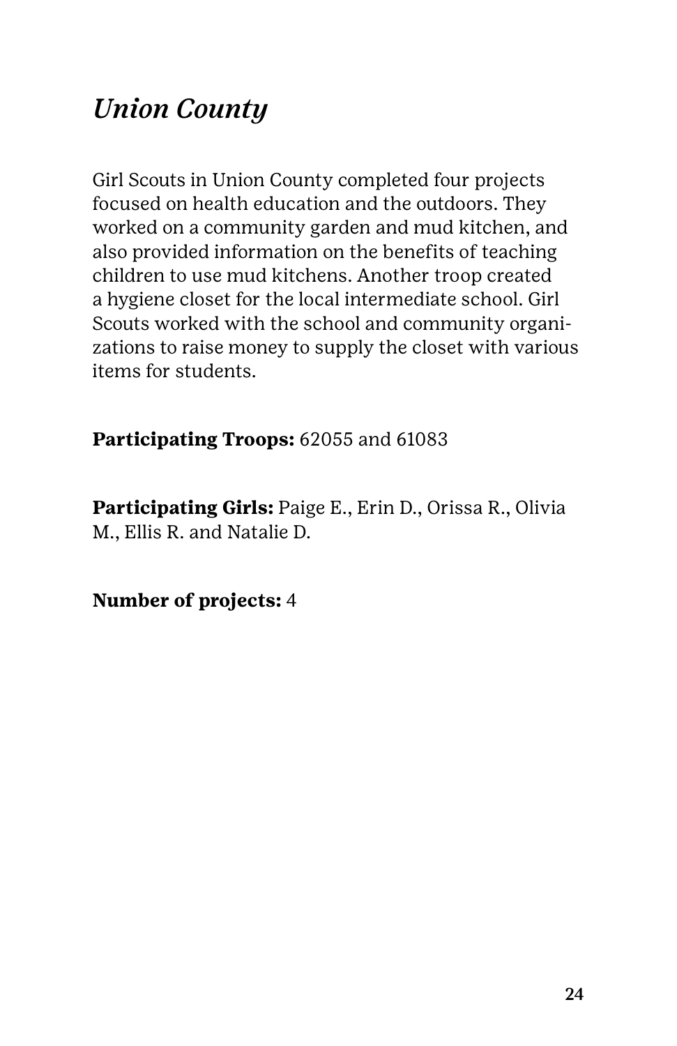## *Union County*

Girl Scouts in Union County completed four projects focused on health education and the outdoors. They worked on a community garden and mud kitchen, and also provided information on the benefits of teaching children to use mud kitchens. Another troop created a hygiene closet for the local intermediate school. Girl Scouts worked with the school and community organizations to raise money to supply the closet with various items for students.

**Participating Troops:** 62055 and 61083

**Participating Girls:** Paige E., Erin D., Orissa R., Olivia M., Ellis R. and Natalie D.

**Number of projects:** 4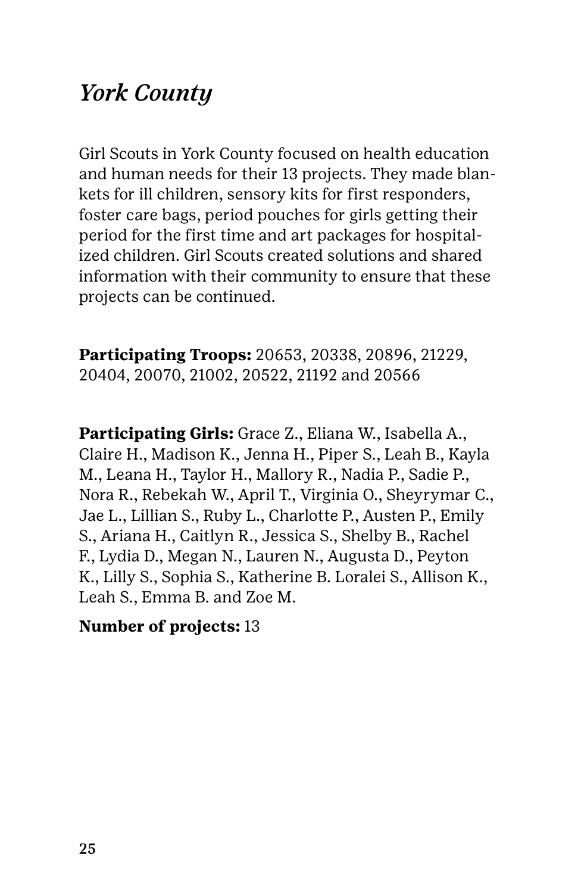## *York County*

Girl Scouts in York County focused on health education and human needs for their 13 projects. They made blankets for ill children, sensory kits for first responders, foster care bags, period pouches for girls getting their period for the first time and art packages for hospitalized children. Girl Scouts created solutions and shared information with their community to ensure that these projects can be continued.

**Participating Troops:** 20653, 20338, 20896, 21229, 20404, 20070, 21002, 20522, 21192 and 20566

**Participating Girls:** Grace Z., Eliana W., Isabella A., Claire H., Madison K., Jenna H., Piper S., Leah B., Kayla M., Leana H., Taylor H., Mallory R., Nadia P., Sadie P., Nora R., Rebekah W., April T., Virginia O., Sheyrymar C., Jae L., Lillian S., Ruby L., Charlotte P., Austen P., Emily S., Ariana H., Caitlyn R., Jessica S., Shelby B., Rachel F., Lydia D., Megan N., Lauren N., Augusta D., Peyton K., Lilly S., Sophia S., Katherine B. Loralei S., Allison K., Leah S., Emma B. and Zoe M.

**Number of projects:** 13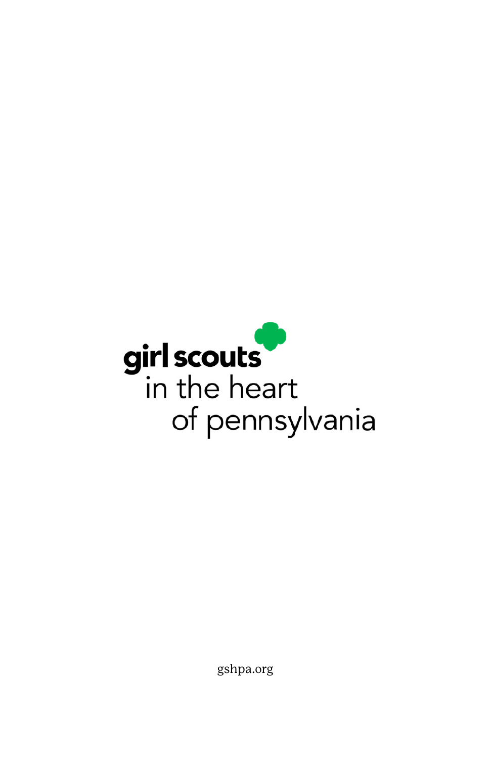girl scouts
in the heart
of pennsylvania

gshpa.org